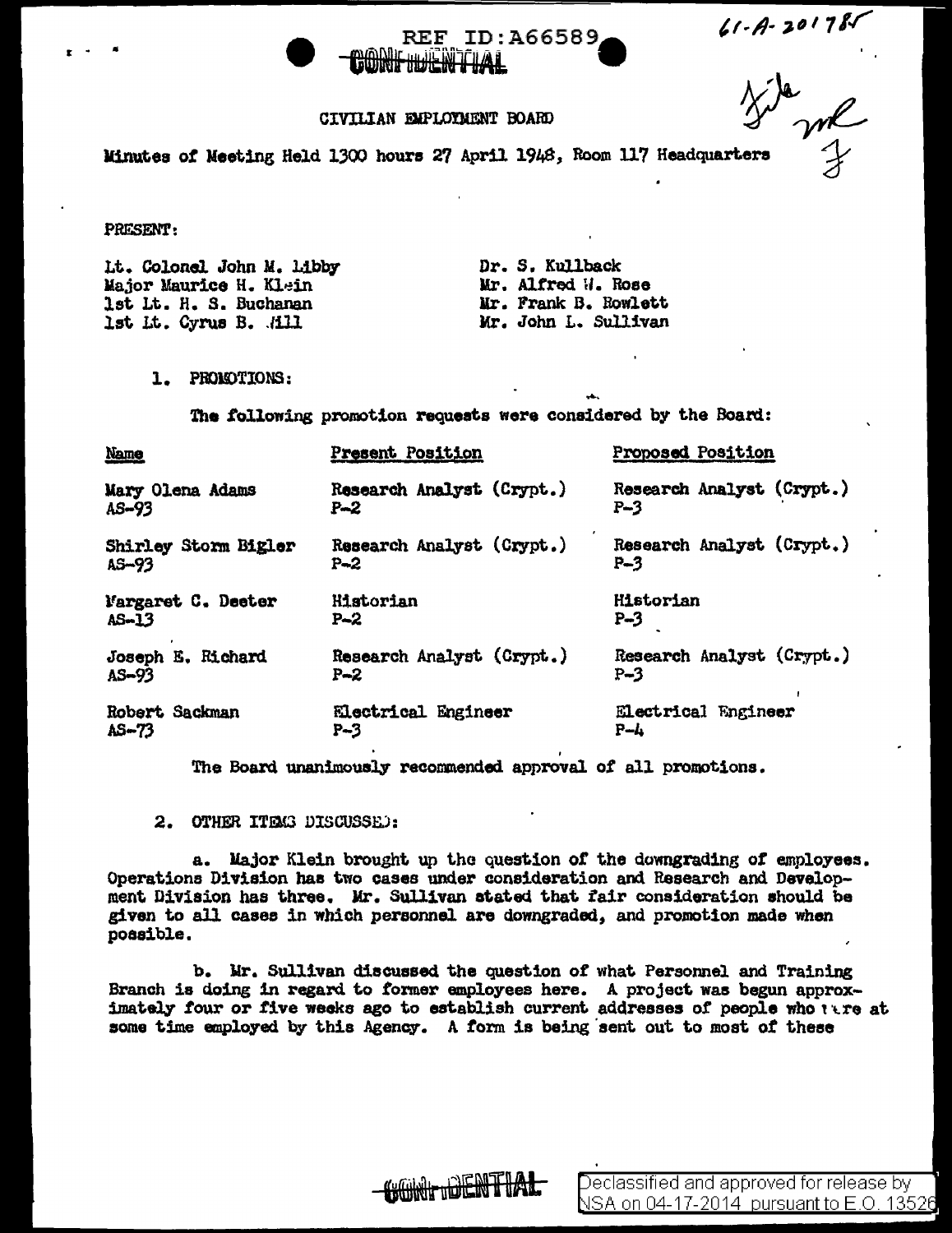REF ID:A66589

CONFIDENTIAL

61-A-201785

File
ml
J

CIVILIAN EMPLOYMENT BOARD

Minutes of Meeting Held 1300 hours 27 April 1948, Room 117 Headquarters

PRESENT:

Lt. Colonel John M. Libby
Major Maurice H. Klein
1st Lt. H. S. Buchanan
1st Lt. Cyrus B. Hill

Dr. S. Kullback
Mr. Alfred W. Rose
Mr. Frank B. Rowlett
Mr. John L. Sullivan

1. PROMOTIONS:

The following promotion requests were considered by the Board:

| Name | Present Position | Proposed Position |
|---|---|---|
| Mary Olena Adams AS-93 | Research Analyst (Crypt.) P-2 | Research Analyst (Crypt.) P-3 |
| Shirley Storm Bigler AS-93 | Research Analyst (Crypt.) P-2 | Research Analyst (Crypt.) P-3 |
| Margaret C. Deeter AS-13 | Historian P-2 | Historian P-3 |
| Joseph E. Richard AS-93 | Research Analyst (Crypt.) P-2 | Research Analyst (Crypt.) P-3 |
| Robert Sackman AS-73 | Electrical Engineer P-3 | Electrical Engineer P-4 |

The Board unanimously recommended approval of all promotions.

2. OTHER ITEMS DISCUSSED:

a. Major Klein brought up the question of the downgrading of employees. Operations Division has two cases under consideration and Research and Development Division has three. Mr. Sullivan stated that fair consideration should be given to all cases in which personnel are downgraded, and promotion made when possible.

b. Mr. Sullivan discussed the question of what Personnel and Training Branch is doing in regard to former employees here. A project was begun approximately four or five weeks ago to establish current addresses of people who were at some time employed by this Agency. A form is being sent out to most of these

CONFIDENTIAL

Declassified and approved for release by NSA on 04-17-2014 pursuant to E.O. 13526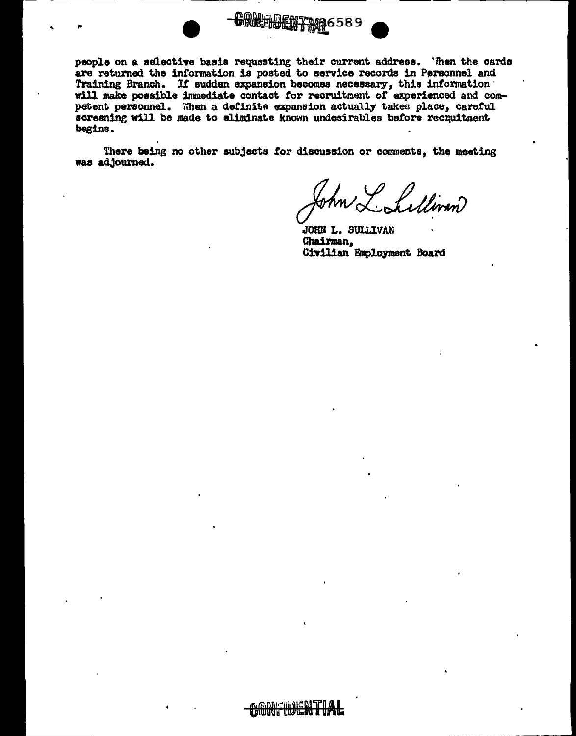people on a selective basis requesting their current address. When the cards are returned the information is posted to service records in Personnel and Training Branch. If sudden expansion becomes necessary, this information will make possible immediate contact for recruitment of experienced and competent personnel. When a definite expansion actually takes place, careful screening will be made to eliminate known undesirables before recruitment begins.

There being no other subjects for discussion or comments, the meeting was adjourned.

John L. Sullivan

JOHN L. SULLIVAN
Chairman,
Civilian Employment Board